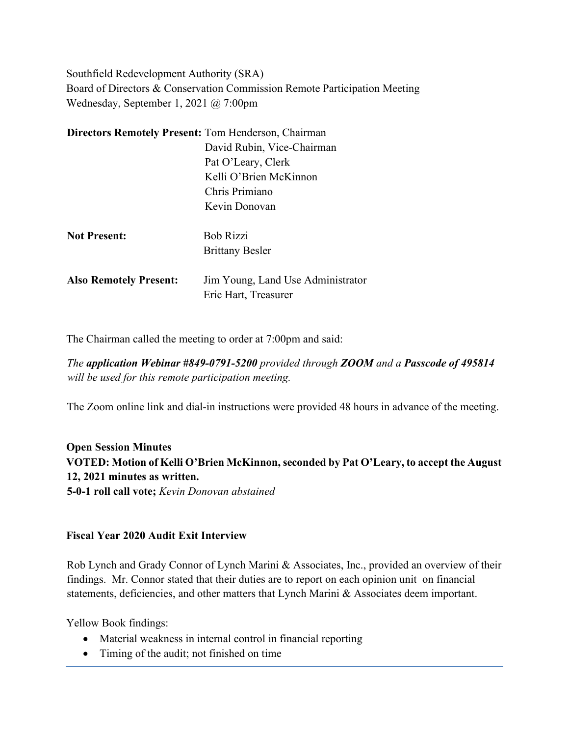Southfield Redevelopment Authority (SRA)
Board of Directors & Conservation Commission Remote Participation Meeting
Wednesday, September 1, 2021 @ 7:00pm

**Directors Remotely Present:** Tom Henderson, Chairman
David Rubin, Vice-Chairman
Pat O'Leary, Clerk
Kelli O'Brien McKinnon
Chris Primiano
Kevin Donovan

**Not Present:** Bob Rizzi
Brittany Besler

**Also Remotely Present:** Jim Young, Land Use Administrator
Eric Hart, Treasurer

The Chairman called the meeting to order at 7:00pm and said:

*The* ***application Webinar #849-0791-5200*** *provided through* ***ZOOM*** *and a* ***Passcode of 495814*** *will be used for this remote participation meeting.*

The Zoom online link and dial-in instructions were provided 48 hours in advance of the meeting.

**Open Session Minutes**

**VOTED: Motion of Kelli O'Brien McKinnon, seconded by Pat O'Leary, to accept the August 12, 2021 minutes as written.**
**5-0-1 roll call vote;** *Kevin Donovan abstained*

**Fiscal Year 2020 Audit Exit Interview**

Rob Lynch and Grady Connor of Lynch Marini & Associates, Inc., provided an overview of their findings. Mr. Connor stated that their duties are to report on each opinion unit on financial statements, deficiencies, and other matters that Lynch Marini & Associates deem important.

Yellow Book findings:

- Material weakness in internal control in financial reporting
- Timing of the audit; not finished on time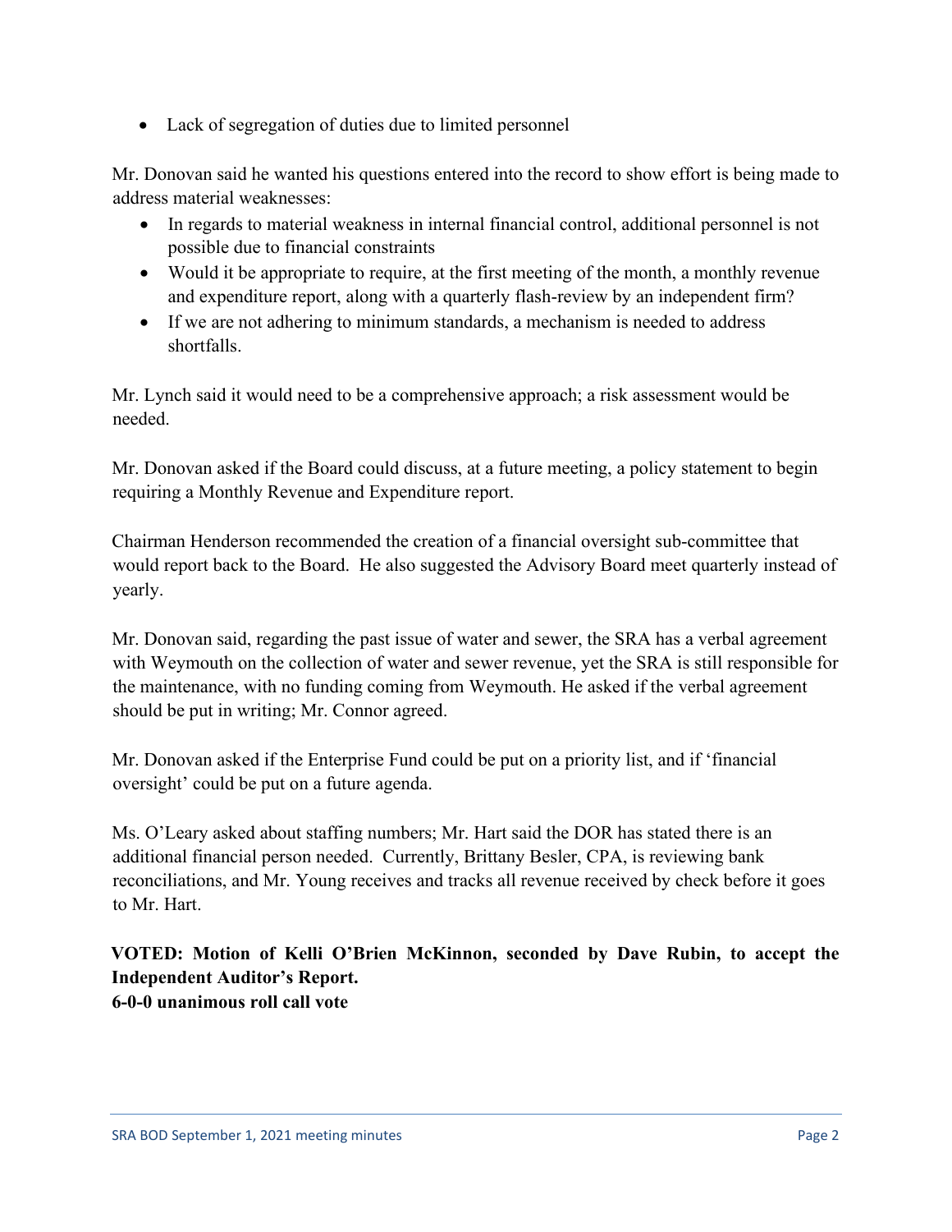- Lack of segregation of duties due to limited personnel

Mr. Donovan said he wanted his questions entered into the record to show effort is being made to address material weaknesses:

- In regards to material weakness in internal financial control, additional personnel is not possible due to financial constraints
- Would it be appropriate to require, at the first meeting of the month, a monthly revenue and expenditure report, along with a quarterly flash-review by an independent firm?
- If we are not adhering to minimum standards, a mechanism is needed to address shortfalls.

Mr. Lynch said it would need to be a comprehensive approach; a risk assessment would be needed.

Mr. Donovan asked if the Board could discuss, at a future meeting, a policy statement to begin requiring a Monthly Revenue and Expenditure report.

Chairman Henderson recommended the creation of a financial oversight sub-committee that would report back to the Board. He also suggested the Advisory Board meet quarterly instead of yearly.

Mr. Donovan said, regarding the past issue of water and sewer, the SRA has a verbal agreement with Weymouth on the collection of water and sewer revenue, yet the SRA is still responsible for the maintenance, with no funding coming from Weymouth. He asked if the verbal agreement should be put in writing; Mr. Connor agreed.

Mr. Donovan asked if the Enterprise Fund could be put on a priority list, and if 'financial oversight' could be put on a future agenda.

Ms. O'Leary asked about staffing numbers; Mr. Hart said the DOR has stated there is an additional financial person needed. Currently, Brittany Besler, CPA, is reviewing bank reconciliations, and Mr. Young receives and tracks all revenue received by check before it goes to Mr. Hart.

**VOTED: Motion of Kelli O'Brien McKinnon, seconded by Dave Rubin, to accept the Independent Auditor's Report.**
**6-0-0 unanimous roll call vote**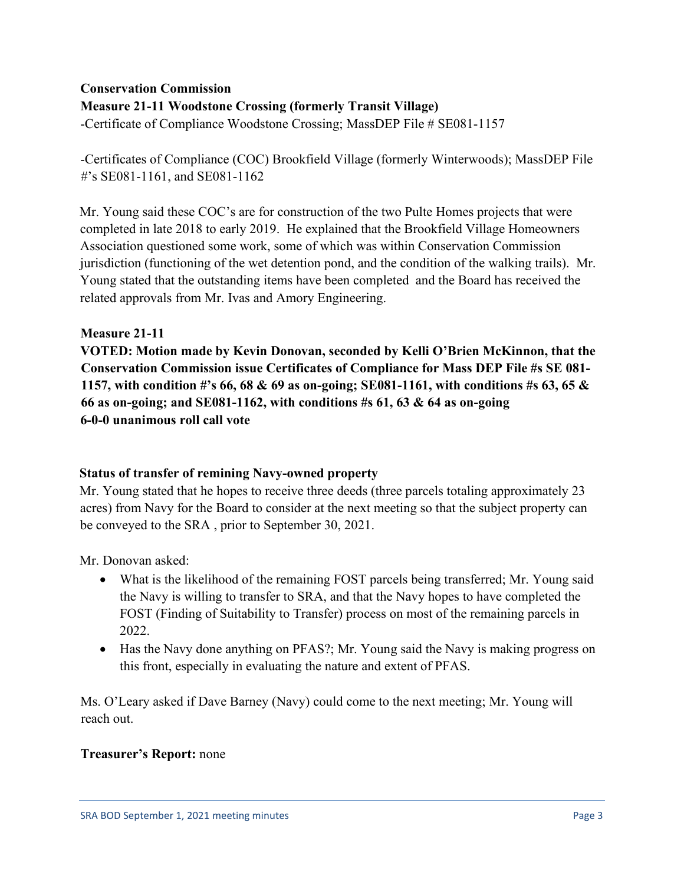**Conservation Commission**

**Measure 21-11 Woodstone Crossing (formerly Transit Village)**

-Certificate of Compliance Woodstone Crossing; MassDEP File # SE081-1157

-Certificates of Compliance (COC) Brookfield Village (formerly Winterwoods); MassDEP File #'s SE081-1161, and SE081-1162

Mr. Young said these COC's are for construction of the two Pulte Homes projects that were completed in late 2018 to early 2019. He explained that the Brookfield Village Homeowners Association questioned some work, some of which was within Conservation Commission jurisdiction (functioning of the wet detention pond, and the condition of the walking trails). Mr. Young stated that the outstanding items have been completed and the Board has received the related approvals from Mr. Ivas and Amory Engineering.

**Measure 21-11**

**VOTED: Motion made by Kevin Donovan, seconded by Kelli O'Brien McKinnon, that the Conservation Commission issue Certificates of Compliance for Mass DEP File #s SE 081-1157, with condition #'s 66, 68 & 69 as on-going; SE081-1161, with conditions #s 63, 65 & 66 as on-going; and SE081-1162, with conditions #s 61, 63 & 64 as on-going**
**6-0-0 unanimous roll call vote**

**Status of transfer of remining Navy-owned property**

Mr. Young stated that he hopes to receive three deeds (three parcels totaling approximately 23 acres) from Navy for the Board to consider at the next meeting so that the subject property can be conveyed to the SRA , prior to September 30, 2021.

Mr. Donovan asked:

- What is the likelihood of the remaining FOST parcels being transferred; Mr. Young said the Navy is willing to transfer to SRA, and that the Navy hopes to have completed the FOST (Finding of Suitability to Transfer) process on most of the remaining parcels in 2022.
- Has the Navy done anything on PFAS?; Mr. Young said the Navy is making progress on this front, especially in evaluating the nature and extent of PFAS.

Ms. O'Leary asked if Dave Barney (Navy) could come to the next meeting; Mr. Young will reach out.

**Treasurer's Report:** none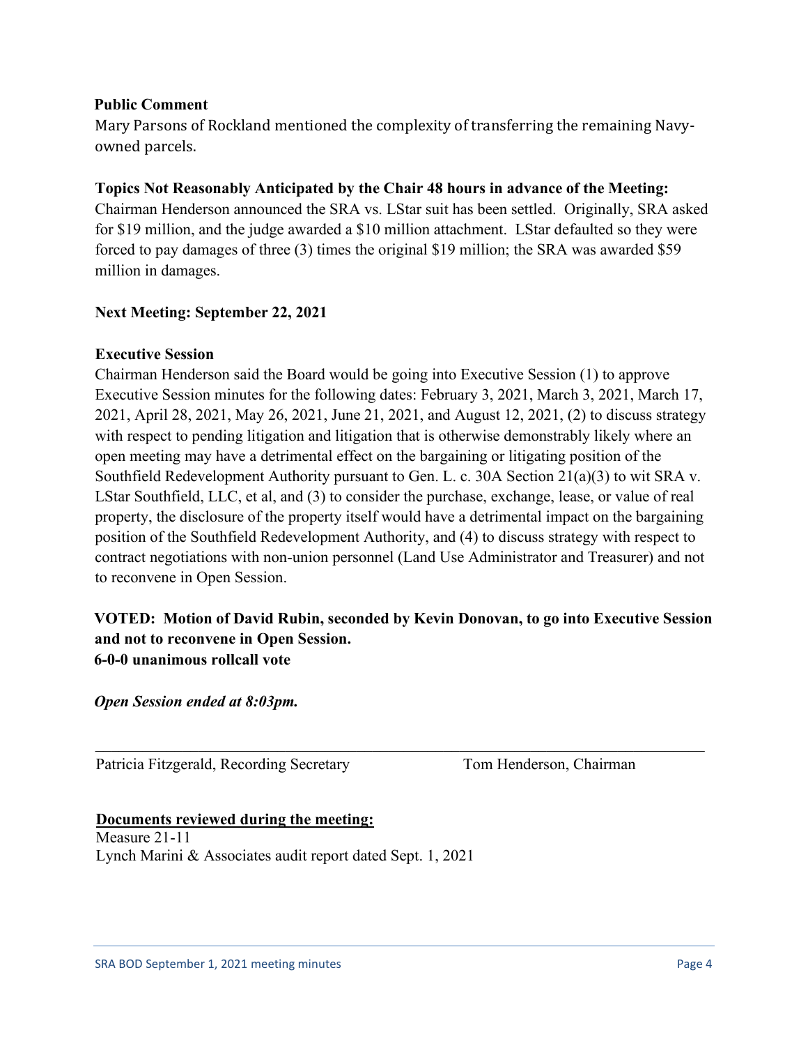**Public Comment**

Mary Parsons of Rockland mentioned the complexity of transferring the remaining Navy-owned parcels.

**Topics Not Reasonably Anticipated by the Chair 48 hours in advance of the Meeting:**

Chairman Henderson announced the SRA vs. LStar suit has been settled. Originally, SRA asked for $19 million, and the judge awarded a $10 million attachment. LStar defaulted so they were forced to pay damages of three (3) times the original $19 million; the SRA was awarded $59 million in damages.

**Next Meeting: September 22, 2021**

**Executive Session**

Chairman Henderson said the Board would be going into Executive Session (1) to approve Executive Session minutes for the following dates: February 3, 2021, March 3, 2021, March 17, 2021, April 28, 2021, May 26, 2021, June 21, 2021, and August 12, 2021, (2) to discuss strategy with respect to pending litigation and litigation that is otherwise demonstrably likely where an open meeting may have a detrimental effect on the bargaining or litigating position of the Southfield Redevelopment Authority pursuant to Gen. L. c. 30A Section 21(a)(3) to wit SRA v. LStar Southfield, LLC, et al, and (3) to consider the purchase, exchange, lease, or value of real property, the disclosure of the property itself would have a detrimental impact on the bargaining position of the Southfield Redevelopment Authority, and (4) to discuss strategy with respect to contract negotiations with non-union personnel (Land Use Administrator and Treasurer) and not to reconvene in Open Session.

**VOTED: Motion of David Rubin, seconded by Kevin Donovan, to go into Executive Session and not to reconvene in Open Session.**
**6-0-0 unanimous rollcall vote**

***Open Session ended at 8:03pm.***

Patricia Fitzgerald, Recording Secretary        Tom Henderson, Chairman

**Documents reviewed during the meeting:**

Measure 21-11
Lynch Marini & Associates audit report dated Sept. 1, 2021